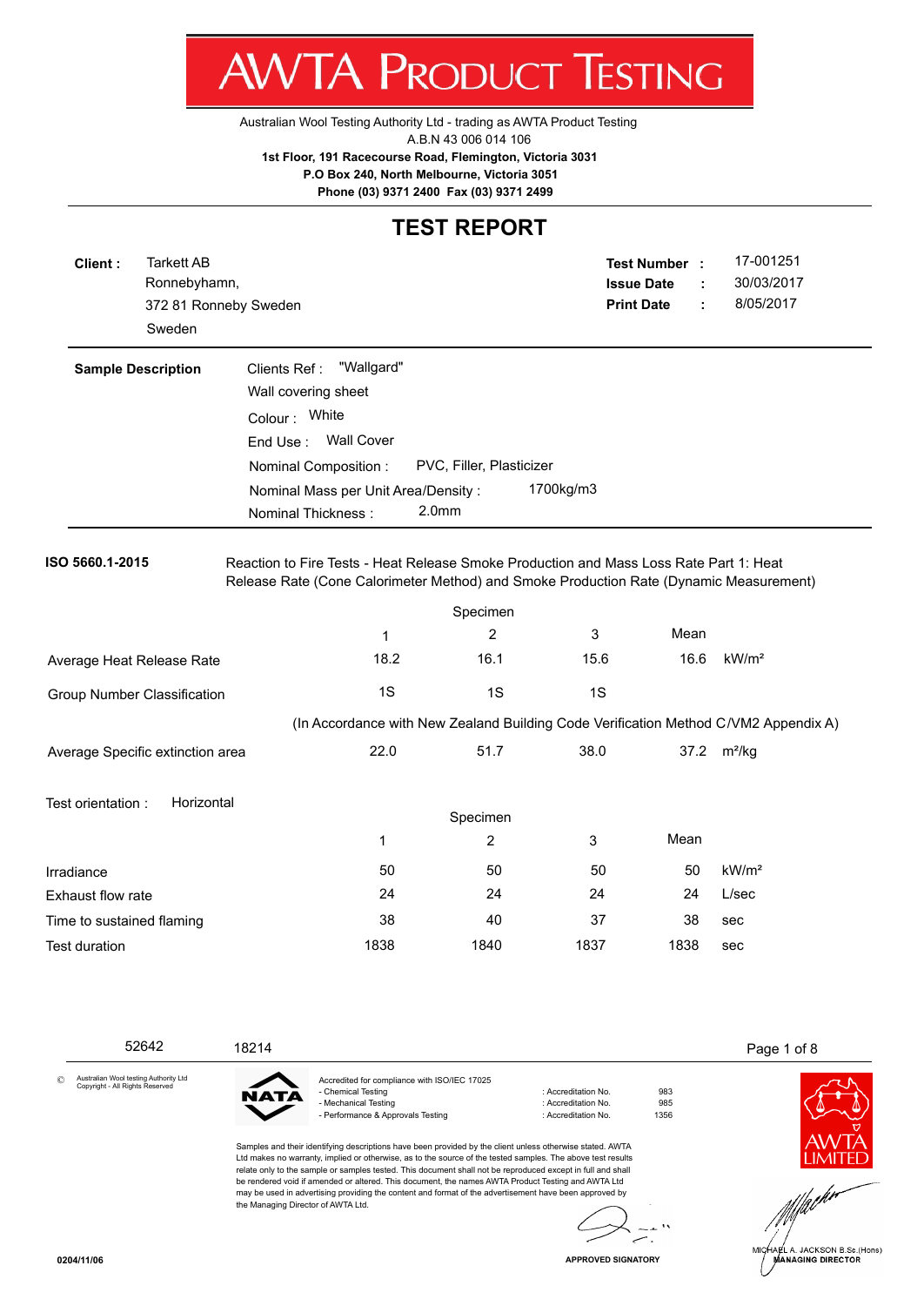# AWTA PRODUCT TESTING

Australian Wool Testing Authority Ltd - trading as AWTA Product Testing
A.B.N 43 006 014 106
**1st Floor, 191 Racecourse Road, Flemington, Victoria 3031**
**P.O Box 240, North Melbourne, Victoria 3051**
**Phone (03) 9371 2400 Fax (03) 9371 2499**

## TEST REPORT

**Client :** Tarkett AB
Ronnebyhamn,
372 81 Ronneby Sweden
Sweden

**Test Number :** 17-001251
**Issue Date :** 30/03/2017
**Print Date :** 8/05/2017

**Sample Description**

Clients Ref : "Wallgard"
Wall covering sheet
Colour : White
End Use : Wall Cover
Nominal Composition : PVC, Filler, Plasticizer
Nominal Mass per Unit Area/Density : 1700kg/m3
Nominal Thickness : 2.0mm

**ISO 5660.1-2015** Reaction to Fire Tests - Heat Release Smoke Production and Mass Loss Rate Part 1: Heat Release Rate (Cone Calorimeter Method) and Smoke Production Rate (Dynamic Measurement)

| | Specimen 1 | Specimen 2 | Specimen 3 | Mean | |
|---|---|---|---|---|---|
| Average Heat Release Rate | 18.2 | 16.1 | 15.6 | 16.6 | kW/m² |
| Group Number Classification | 1S | 1S | 1S | | |

(In Accordance with New Zealand Building Code Verification Method C/VM2 Appendix A)

| | Specimen 1 | Specimen 2 | Specimen 3 | Mean | |
|---|---|---|---|---|---|
| Average Specific extinction area | 22.0 | 51.7 | 38.0 | 37.2 | m²/kg |

Test orientation : Horizontal

| | Specimen 1 | Specimen 2 | Specimen 3 | Mean | |
|---|---|---|---|---|---|
| Irradiance | 50 | 50 | 50 | 50 | kW/m² |
| Exhaust flow rate | 24 | 24 | 24 | 24 | L/sec |
| Time to sustained flaming | 38 | 40 | 37 | 38 | sec |
| Test duration | 1838 | 1840 | 1837 | 1838 | sec |

52642 18214

© Australian Wool testing Authority Ltd
Copyright - All Rights Reserved

Accredited for compliance with ISO/IEC 17025

- Chemical Testing : Accreditation No. 983
- Mechanical Testing : Accreditation No. 985
- Performance & Approvals Testing : Accreditation No. 1356

Samples and their identifying descriptions have been provided by the client unless otherwise stated. AWTA Ltd makes no warranty, implied or otherwise, as to the source of the tested samples. The above test results relate only to the sample or samples tested. This document shall not be reproduced except in full and shall be rendered void if amended or altered. This document, the names AWTA Product Testing and AWTA Ltd may be used in advertising providing the content and format of the advertisement have been approved by the Managing Director of AWTA Ltd.

APPROVED SIGNATORY

MICHAEL A. JACKSON B.Sc.(Hons)
MANAGING DIRECTOR

0204/11/06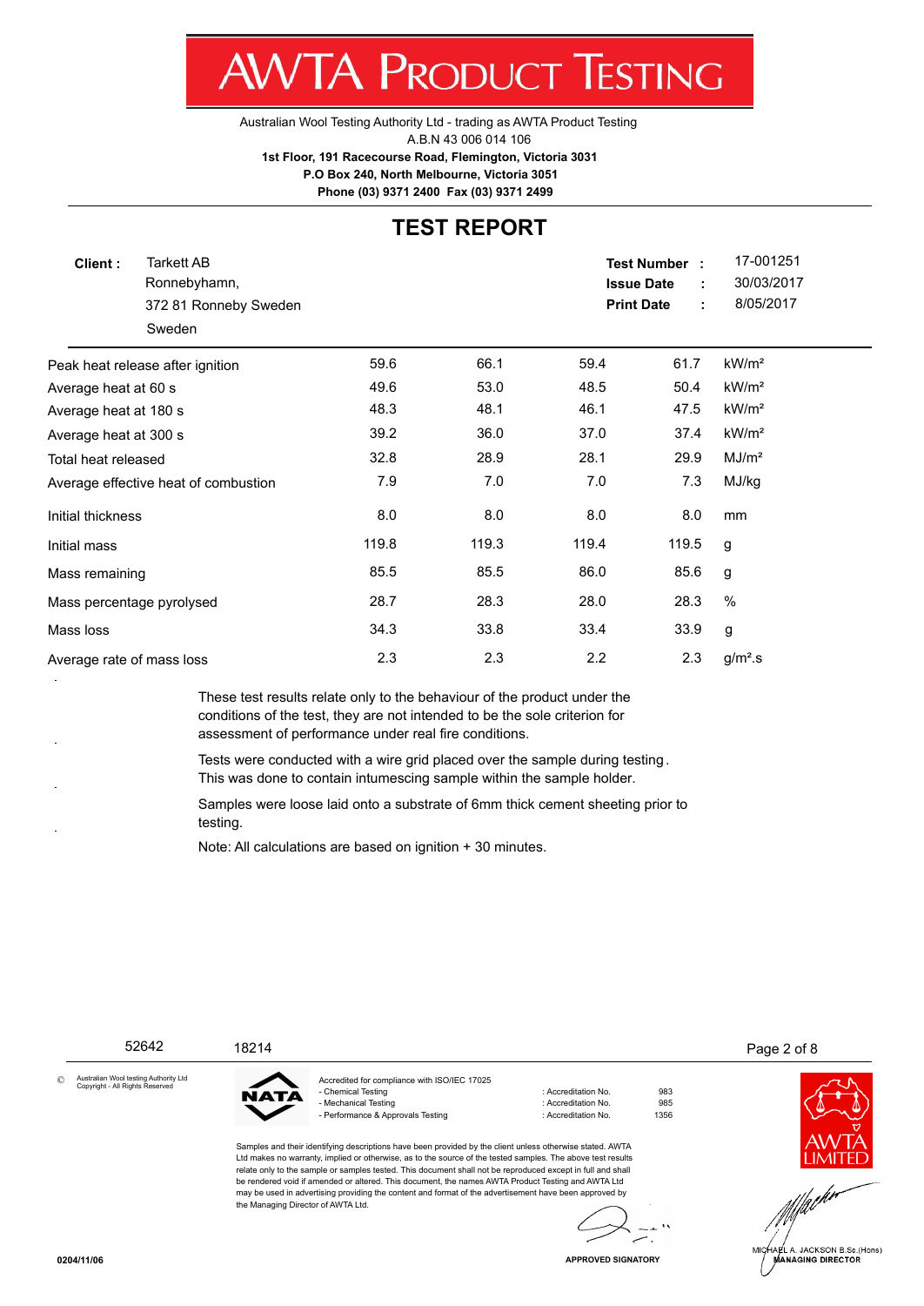# AWTA PRODUCT TESTING

Australian Wool Testing Authority Ltd - trading as AWTA Product Testing
A.B.N 43 006 014 106
**1st Floor, 191 Racecourse Road, Flemington, Victoria 3031**
**P.O Box 240, North Melbourne, Victoria 3051**
**Phone (03) 9371 2400 Fax (03) 9371 2499**

## TEST REPORT

**Client :** Tarkett AB
Ronnebyhamn,
372 81 Ronneby Sweden
Sweden

**Test Number :** 17-001251
**Issue Date :** 30/03/2017
**Print Date :** 8/05/2017

| | | | | | |
|---|---|---|---|---|---|
| Peak heat release after ignition | 59.6 | 66.1 | 59.4 | 61.7 | kW/m² |
| Average heat at 60 s | 49.6 | 53.0 | 48.5 | 50.4 | kW/m² |
| Average heat at 180 s | 48.3 | 48.1 | 46.1 | 47.5 | kW/m² |
| Average heat at 300 s | 39.2 | 36.0 | 37.0 | 37.4 | kW/m² |
| Total heat released | 32.8 | 28.9 | 28.1 | 29.9 | MJ/m² |
| Average effective heat of combustion | 7.9 | 7.0 | 7.0 | 7.3 | MJ/kg |
| Initial thickness | 8.0 | 8.0 | 8.0 | 8.0 | mm |
| Initial mass | 119.8 | 119.3 | 119.4 | 119.5 | g |
| Mass remaining | 85.5 | 85.5 | 86.0 | 85.6 | g |
| Mass percentage pyrolysed | 28.7 | 28.3 | 28.0 | 28.3 | % |
| Mass loss | 34.3 | 33.8 | 33.4 | 33.9 | g |
| Average rate of mass loss | 2.3 | 2.3 | 2.2 | 2.3 | g/m².s |

These test results relate only to the behaviour of the product under the conditions of the test, they are not intended to be the sole criterion for assessment of performance under real fire conditions.

Tests were conducted with a wire grid placed over the sample during testing. This was done to contain intumescing sample within the sample holder.

Samples were loose laid onto a substrate of 6mm thick cement sheeting prior to testing.

Note: All calculations are based on ignition + 30 minutes.

52642 18214

© Australian Wool testing Authority Ltd Copyright - All Rights Reserved

Accredited for compliance with ISO/IEC 17025
- Chemical Testing : Accreditation No. 983
- Mechanical Testing : Accreditation No. 985
- Performance & Approvals Testing : Accreditation No. 1356

Samples and their identifying descriptions have been provided by the client unless otherwise stated. AWTA Ltd makes no warranty, implied or otherwise, as to the source of the tested samples. The above test results relate only to the sample or samples tested. This document shall not be reproduced except in full and shall be rendered void if amended or altered. This document, the names AWTA Product Testing and AWTA Ltd may be used in advertising providing the content and format of the advertisement have been approved by the Managing Director of AWTA Ltd.

APPROVED SIGNATORY

MICHAEL A. JACKSON B.Sc.(Hons)
MANAGING DIRECTOR

0204/11/06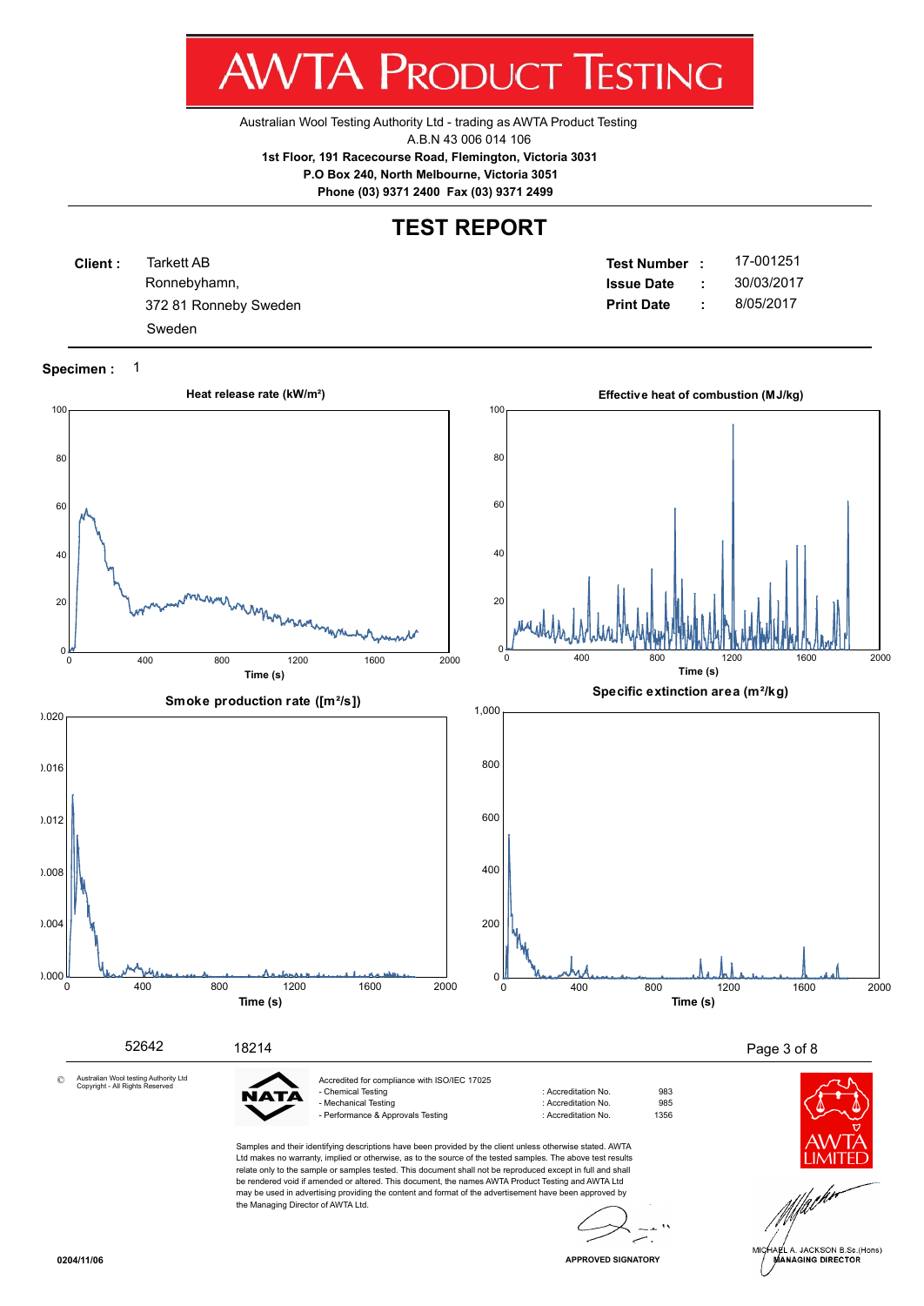# AWTA PRODUCT TESTING

Australian Wool Testing Authority Ltd - trading as AWTA Product Testing
A.B.N 43 006 014 106
**1st Floor, 191 Racecourse Road, Flemington, Victoria 3031**
**P.O Box 240, North Melbourne, Victoria 3051**
**Phone (03) 9371 2400 Fax (03) 9371 2499**

## TEST REPORT

**Client :** Tarkett AB
Ronnebyhamn,
372 81 Ronneby Sweden
Sweden

**Test Number :** 17-001251
**Issue Date :** 30/03/2017
**Print Date :** 8/05/2017

**Specimen :** 1

**Heat release rate (kW/m²)**

**Effective heat of combustion (MJ/kg)**

**Smoke production rate ([m²/s])**

**Specific extinction area (m²/kg)**

52642 18214

© Australian Wool testing Authority Ltd Copyright - All Rights Reserved

Accredited for compliance with ISO/IEC 17025

| | | |
|---|---|---|
| - Chemical Testing | : Accreditation No. | 983 |
| - Mechanical Testing | : Accreditation No. | 985 |
| - Performance & Approvals Testing | : Accreditation No. | 1356 |

Samples and their identifying descriptions have been provided by the client unless otherwise stated. AWTA Ltd makes no warranty, implied or otherwise, as to the source of the tested samples. The above test results relate only to the sample or samples tested. This document shall not be reproduced except in full and shall be rendered void if amended or altered. This document, the names AWTA Product Testing and AWTA Ltd may be used in advertising providing the content and format of the advertisement have been approved by the Managing Director of AWTA Ltd.

APPROVED SIGNATORY

MICHAEL A. JACKSON B.Sc.(Hons)
MANAGING DIRECTOR

0204/11/06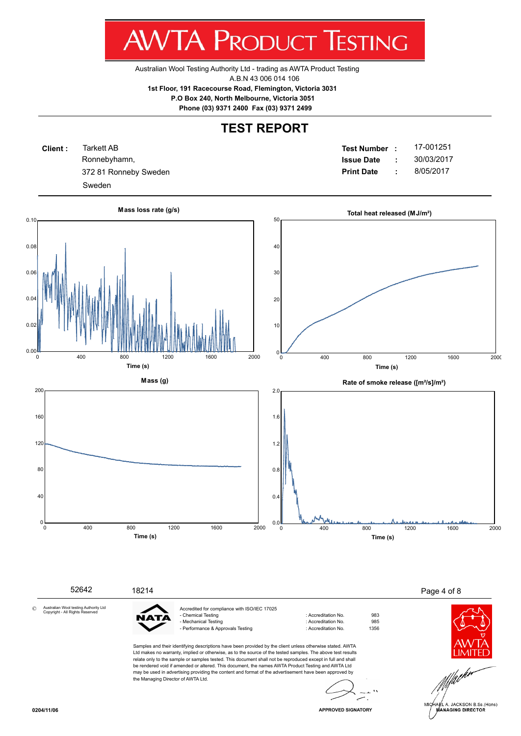# AWTA PRODUCT TESTING

Australian Wool Testing Authority Ltd - trading as AWTA Product Testing
A.B.N 43 006 014 106
**1st Floor, 191 Racecourse Road, Flemington, Victoria 3031**
**P.O Box 240, North Melbourne, Victoria 3051**
**Phone (03) 9371 2400 Fax (03) 9371 2499**

## TEST REPORT

**Client :** Tarkett AB
Ronnebyhamn,
372 81 Ronneby Sweden
Sweden

**Test Number :** 17-001251
**Issue Date :** 30/03/2017
**Print Date :** 8/05/2017

**Mass loss rate (g/s)**

Time (s)

**Total heat released (MJ/m²)**

Time (s)

**Mass (g)**

Time (s)

**Rate of smoke release ([m²/s]/m²)**

Time (s)

52642 18214

© Australian Wool testing Authority Ltd Copyright - All Rights Reserved

Accredited for compliance with ISO/IEC 17025

| | | |
|---|---|---|
| - Chemical Testing | : Accreditation No. | 983 |
| - Mechanical Testing | : Accreditation No. | 985 |
| - Performance & Approvals Testing | : Accreditation No. | 1356 |

Samples and their identifying descriptions have been provided by the client unless otherwise stated. AWTA Ltd makes no warranty, implied or otherwise, as to the source of the tested samples. The above test results relate only to the sample or samples tested. This document shall not be reproduced except in full and shall be rendered void if amended or altered. This document, the names AWTA Product Testing and AWTA Ltd may be used in advertising providing the content and format of the advertisement have been approved by the Managing Director of AWTA Ltd.

APPROVED SIGNATORY

MICHAEL A. JACKSON B.Sc.(Hons)
MANAGING DIRECTOR

0204/11/06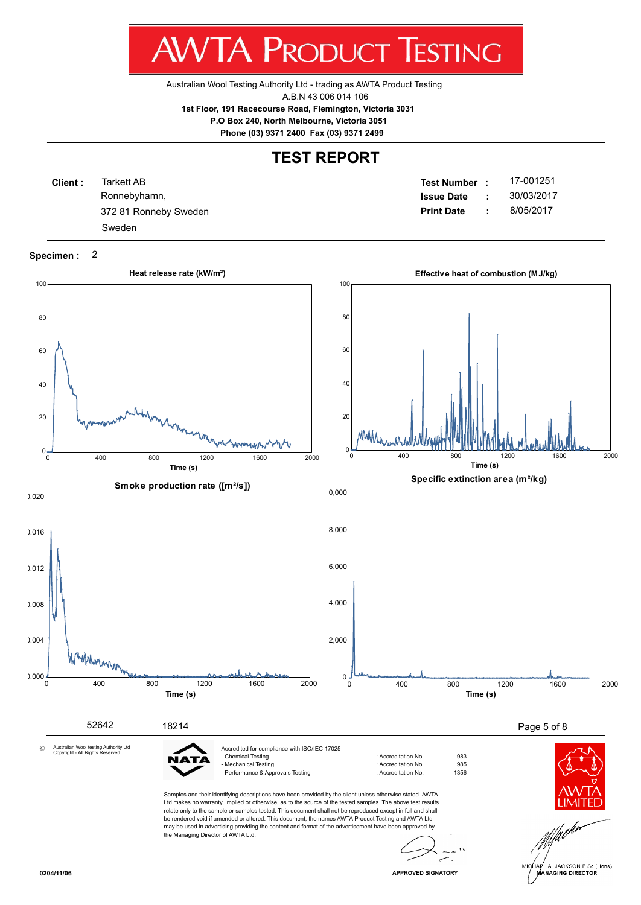# AWTA PRODUCT TESTING

Australian Wool Testing Authority Ltd - trading as AWTA Product Testing
A.B.N 43 006 014 106
**1st Floor, 191 Racecourse Road, Flemington, Victoria 3031**
**P.O Box 240, North Melbourne, Victoria 3051**
**Phone (03) 9371 2400 Fax (03) 9371 2499**

## TEST REPORT

**Client :** Tarkett AB
Ronnebyhamn,
372 81 Ronneby Sweden
Sweden

**Test Number :** 17-001251
**Issue Date :** 30/03/2017
**Print Date :** 8/05/2017

**Specimen :** 2

**Heat release rate (kW/m²)**

**Effective heat of combustion (MJ/kg)**

**Smoke production rate ([m²/s])**

**Specific extinction area (m²/kg)**

52642 18214

© Australian Wool testing Authority Ltd Copyright - All Rights Reserved

NATA

Accredited for compliance with ISO/IEC 17025

| | | |
|---|---|---|
| - Chemical Testing | : Accreditation No. | 983 |
| - Mechanical Testing | : Accreditation No. | 985 |
| - Performance & Approvals Testing | : Accreditation No. | 1356 |

Samples and their identifying descriptions have been provided by the client unless otherwise stated. AWTA Ltd makes no warranty, implied or otherwise, as to the source of the tested samples. The above test results relate only to the sample or samples tested. This document shall not be reproduced except in full and shall be rendered void if amended or altered. This document, the names AWTA Product Testing and AWTA Ltd may be used in advertising providing the content and format of the advertisement have been approved by the Managing Director of AWTA Ltd.

AWTA LIMITED

APPROVED SIGNATORY

MICHAEL A. JACKSON B.Sc.(Hons)
MANAGING DIRECTOR

0204/11/06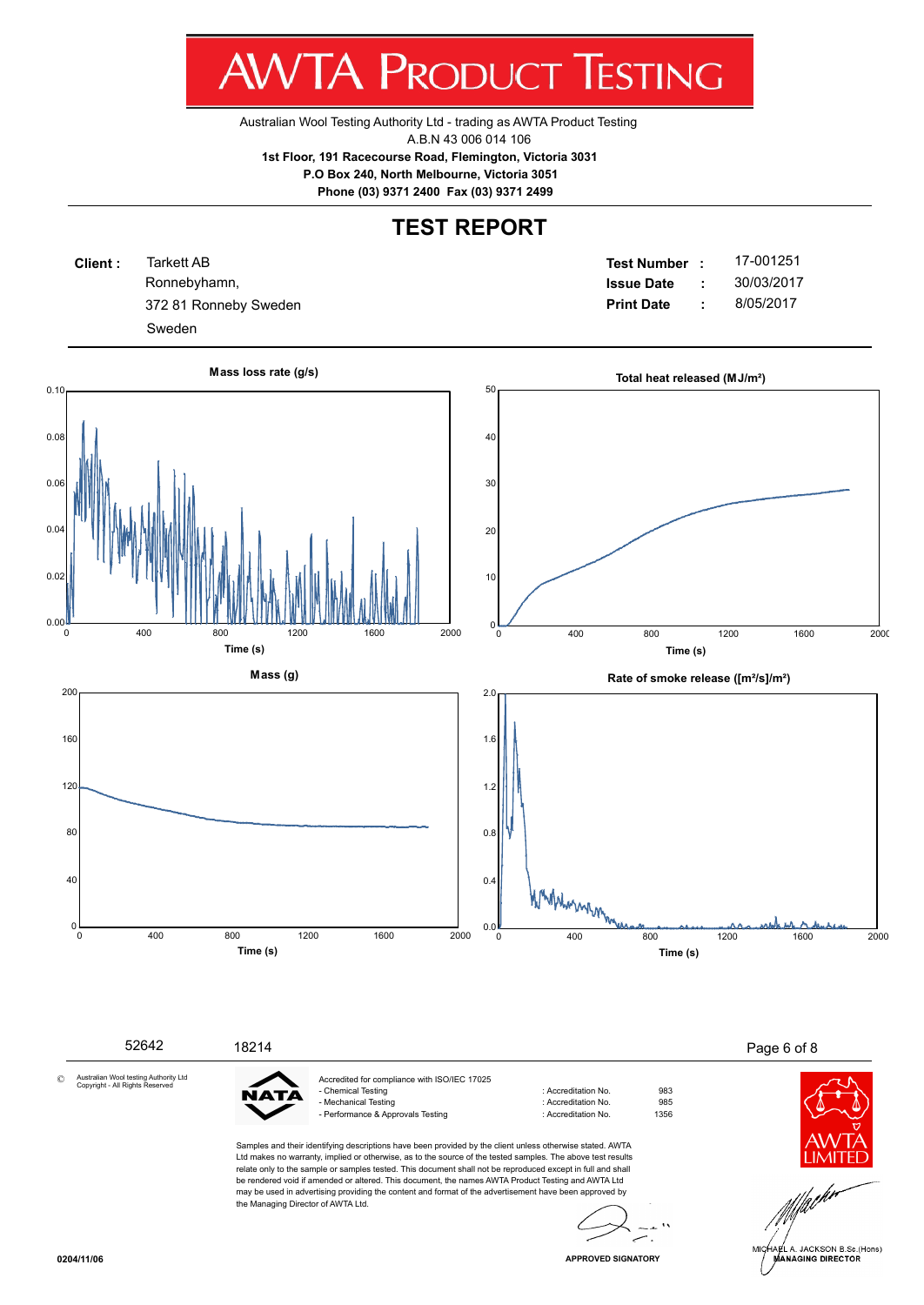# AWTA PRODUCT TESTING

Australian Wool Testing Authority Ltd - trading as AWTA Product Testing
A.B.N 43 006 014 106
**1st Floor, 191 Racecourse Road, Flemington, Victoria 3031**
**P.O Box 240, North Melbourne, Victoria 3051**
**Phone (03) 9371 2400 Fax (03) 9371 2499**

## TEST REPORT

**Client :** Tarkett AB
Ronnebyhamn,
372 81 Ronneby Sweden
Sweden

| | | |
|---|---|---|
| **Test Number** | : | 17-001251 |
| **Issue Date** | : | 30/03/2017 |
| **Print Date** | : | 8/05/2017 |

**Mass loss rate (g/s)**

**Total heat released (MJ/m²)**

**Mass (g)**

**Rate of smoke release ([m²/s]/m²)**

52642 18214

© Australian Wool testing Authority Ltd
Copyright - All Rights Reserved

NATA

Accredited for compliance with ISO/IEC 17025

| | | |
|---|---|---|
| - Chemical Testing | : Accreditation No. | 983 |
| - Mechanical Testing | : Accreditation No. | 985 |
| - Performance & Approvals Testing | : Accreditation No. | 1356 |

Samples and their identifying descriptions have been provided by the client unless otherwise stated. AWTA Ltd makes no warranty, implied or otherwise, as to the source of the tested samples. The above test results relate only to the sample or samples tested. This document shall not be reproduced except in full and shall be rendered void if amended or altered. This document, the names AWTA Product Testing and AWTA Ltd may be used in advertising providing the content and format of the advertisement have been approved by the Managing Director of AWTA Ltd.

AWTA LIMITED

APPROVED SIGNATORY

MICHAEL A. JACKSON B.Sc.(Hons)
MANAGING DIRECTOR

0204/11/06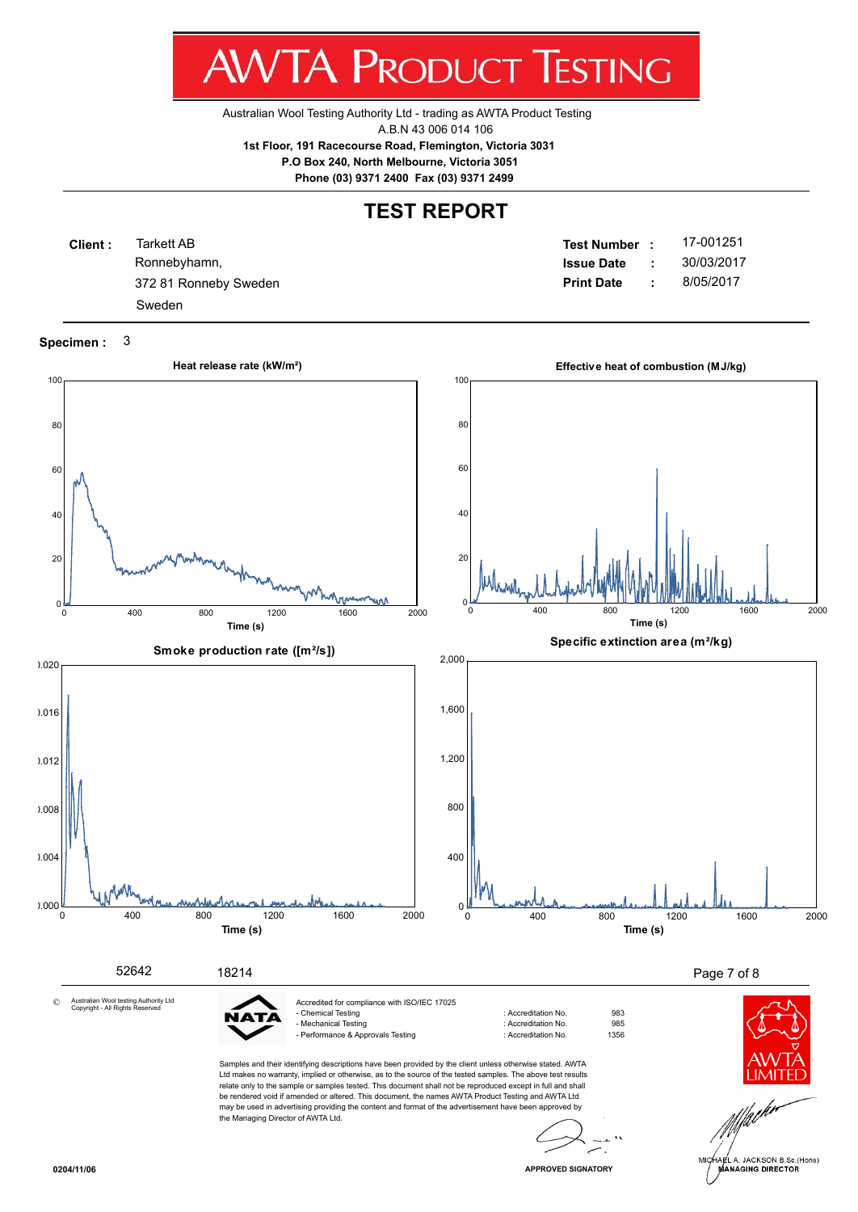# AWTA PRODUCT TESTING

Australian Wool Testing Authority Ltd - trading as AWTA Product Testing
A.B.N 43 006 014 106
**1st Floor, 191 Racecourse Road, Flemington, Victoria 3031**
**P.O Box 240, North Melbourne, Victoria 3051**
**Phone (03) 9371 2400 Fax (03) 9371 2499**

## TEST REPORT

**Client :** Tarkett AB
Ronnebyhamn,
372 81 Ronneby Sweden
Sweden

**Test Number :** 17-001251
**Issue Date :** 30/03/2017
**Print Date :** 8/05/2017

**Specimen :** 3

**Heat release rate (kW/m²)**

**Effective heat of combustion (MJ/kg)**

**Smoke production rate ([m²/s])**

**Specific extinction area (m²/kg)**

52642 18214

© Australian Wool testing Authority Ltd Copyright - All Rights Reserved

NATA

Accredited for compliance with ISO/IEC 17025

| | | |
|---|---|---|
| - Chemical Testing | : Accreditation No. | 983 |
| - Mechanical Testing | : Accreditation No. | 985 |
| - Performance & Approvals Testing | : Accreditation No. | 1356 |

Samples and their identifying descriptions have been provided by the client unless otherwise stated. AWTA Ltd makes no warranty, implied or otherwise, as to the source of the tested samples. The above test results relate only to the sample or samples tested. This document shall not be reproduced except in full and shall be rendered void if amended or altered. This document, the names AWTA Product Testing and AWTA Ltd may be used in advertising providing the content and format of the advertisement have been approved by the Managing Director of AWTA Ltd.

AWTA LIMITED

APPROVED SIGNATORY

MICHAEL A. JACKSON B.Sc.(Hons)
MANAGING DIRECTOR

0204/11/06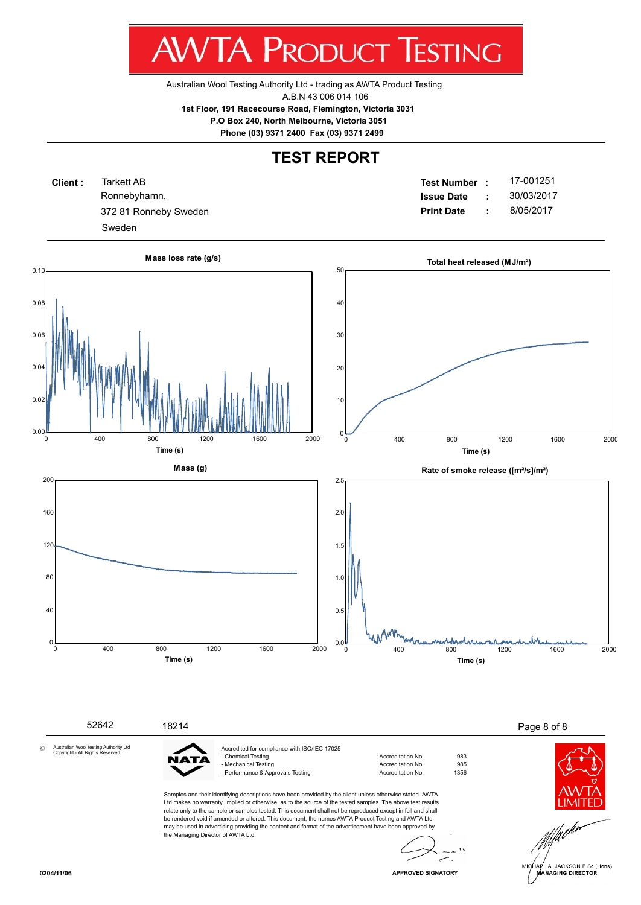# AWTA PRODUCT TESTING

Australian Wool Testing Authority Ltd - trading as AWTA Product Testing
A.B.N 43 006 014 106
**1st Floor, 191 Racecourse Road, Flemington, Victoria 3031**
**P.O Box 240, North Melbourne, Victoria 3051**
**Phone (03) 9371 2400 Fax (03) 9371 2499**

## TEST REPORT

**Client :** Tarkett AB
Ronnebyhamn,
372 81 Ronneby Sweden
Sweden

**Test Number :** 17-001251
**Issue Date :** 30/03/2017
**Print Date :** 8/05/2017

**Mass loss rate (g/s)**
0.10, 0.08, 0.06, 0.04, 0.02, 0.00
0, 400, 800, 1200, 1600, 2000
Time (s)

**Total heat released (MJ/m²)**
50, 40, 30, 20, 10, 0
0, 400, 800, 1200, 1600, 2000
Time (s)

**Mass (g)**
200, 160, 120, 80, 40, 0
0, 400, 800, 1200, 1600, 2000
Time (s)

**Rate of smoke release ([m²/s]/m²)**
2.5, 2.0, 1.5, 1.0, 0.5, 0.0
0, 400, 800, 1200, 1600, 2000
Time (s)

52642 18214

© Australian Wool testing Authority Ltd Copyright - All Rights Reserved

NATA

Accredited for compliance with ISO/IEC 17025

| | | |
|---|---|---|
| - Chemical Testing | : Accreditation No. | 983 |
| - Mechanical Testing | : Accreditation No. | 985 |
| - Performance & Approvals Testing | : Accreditation No. | 1356 |

Samples and their identifying descriptions have been provided by the client unless otherwise stated. AWTA Ltd makes no warranty, implied or otherwise, as to the source of the tested samples. The above test results relate only to the sample or samples tested. This document shall not be reproduced except in full and shall be rendered void if amended or altered. This document, the names AWTA Product Testing and AWTA Ltd may be used in advertising providing the content and format of the advertisement have been approved by the Managing Director of AWTA Ltd.

AWTA LIMITED

APPROVED SIGNATORY

MICHAEL A. JACKSON B.Sc.(Hons)
MANAGING DIRECTOR

0204/11/06